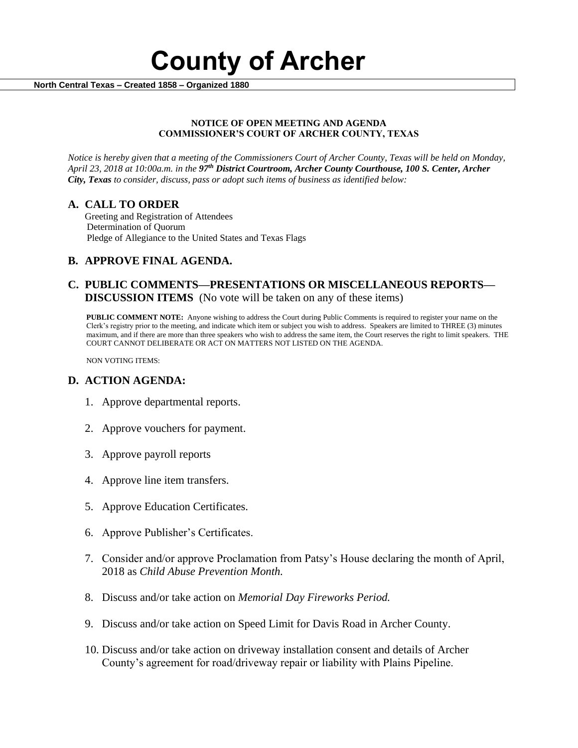# County of Archer

**North Central Texas – Created 1858 – Organized 1880**

**NOTICE OF OPEN MEETING AND AGENDA**
**COMMISSIONER'S COURT OF ARCHER COUNTY, TEXAS**

*Notice is hereby given that a meeting of the Commissioners Court of Archer County, Texas will be held on Monday, April 23, 2018 at 10:00a.m. in the* ***97th District Courtroom, Archer County Courthouse, 100 S. Center, Archer City, Texas*** *to consider, discuss, pass or adopt such items of business as identified below:*

## A. CALL TO ORDER

Greeting and Registration of Attendees
Determination of Quorum
Pledge of Allegiance to the United States and Texas Flags

## B. APPROVE FINAL AGENDA.

## C. PUBLIC COMMENTS—PRESENTATIONS OR MISCELLANEOUS REPORTS—DISCUSSION ITEMS (No vote will be taken on any of these items)

**PUBLIC COMMENT NOTE:** Anyone wishing to address the Court during Public Comments is required to register your name on the Clerk's registry prior to the meeting, and indicate which item or subject you wish to address. Speakers are limited to THREE (3) minutes maximum, and if there are more than three speakers who wish to address the same item, the Court reserves the right to limit speakers. THE COURT CANNOT DELIBERATE OR ACT ON MATTERS NOT LISTED ON THE AGENDA.

NON VOTING ITEMS:

## D. ACTION AGENDA:

1. Approve departmental reports.
2. Approve vouchers for payment.
3. Approve payroll reports
4. Approve line item transfers.
5. Approve Education Certificates.
6. Approve Publisher's Certificates.
7. Consider and/or approve Proclamation from Patsy's House declaring the month of April, 2018 as *Child Abuse Prevention Month.*
8. Discuss and/or take action on *Memorial Day Fireworks Period.*
9. Discuss and/or take action on Speed Limit for Davis Road in Archer County.
10. Discuss and/or take action on driveway installation consent and details of Archer County's agreement for road/driveway repair or liability with Plains Pipeline.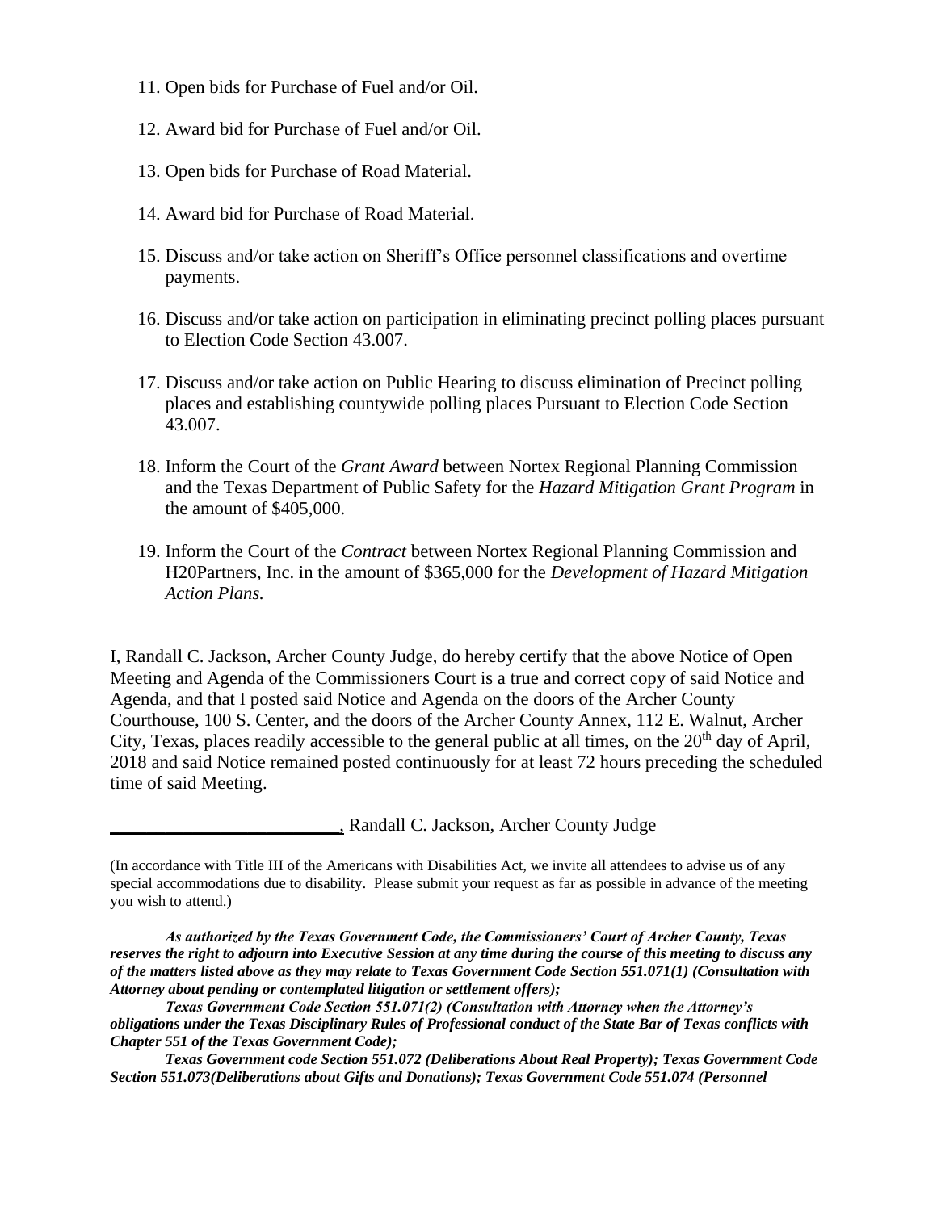11. Open bids for Purchase of Fuel and/or Oil.

12. Award bid for Purchase of Fuel and/or Oil.

13. Open bids for Purchase of Road Material.

14. Award bid for Purchase of Road Material.

15. Discuss and/or take action on Sheriff's Office personnel classifications and overtime payments.

16. Discuss and/or take action on participation in eliminating precinct polling places pursuant to Election Code Section 43.007.

17. Discuss and/or take action on Public Hearing to discuss elimination of Precinct polling places and establishing countywide polling places Pursuant to Election Code Section 43.007.

18. Inform the Court of the *Grant Award* between Nortex Regional Planning Commission and the Texas Department of Public Safety for the *Hazard Mitigation Grant Program* in the amount of $405,000.

19. Inform the Court of the *Contract* between Nortex Regional Planning Commission and H20Partners, Inc. in the amount of $365,000 for the *Development of Hazard Mitigation Action Plans.*

I, Randall C. Jackson, Archer County Judge, do hereby certify that the above Notice of Open Meeting and Agenda of the Commissioners Court is a true and correct copy of said Notice and Agenda, and that I posted said Notice and Agenda on the doors of the Archer County Courthouse, 100 S. Center, and the doors of the Archer County Annex, 112 E. Walnut, Archer City, Texas, places readily accessible to the general public at all times, on the 20th day of April, 2018 and said Notice remained posted continuously for at least 72 hours preceding the scheduled time of said Meeting.

________________________, Randall C. Jackson, Archer County Judge

(In accordance with Title III of the Americans with Disabilities Act, we invite all attendees to advise us of any special accommodations due to disability. Please submit your request as far as possible in advance of the meeting you wish to attend.)

***As authorized by the Texas Government Code, the Commissioners' Court of Archer County, Texas reserves the right to adjourn into Executive Session at any time during the course of this meeting to discuss any of the matters listed above as they may relate to Texas Government Code Section 551.071(1) (Consultation with Attorney about pending or contemplated litigation or settlement offers);***

***Texas Government Code Section 551.071(2) (Consultation with Attorney when the Attorney's obligations under the Texas Disciplinary Rules of Professional conduct of the State Bar of Texas conflicts with Chapter 551 of the Texas Government Code);***

***Texas Government code Section 551.072 (Deliberations About Real Property); Texas Government Code Section 551.073(Deliberations about Gifts and Donations); Texas Government Code 551.074 (Personnel***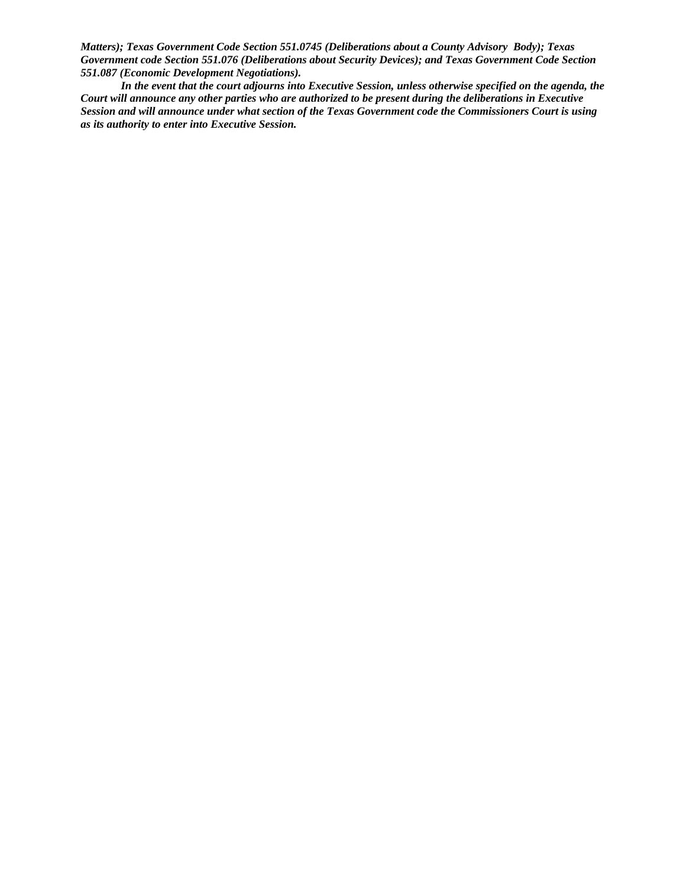***Matters); Texas Government Code Section 551.0745 (Deliberations about a County Advisory Body); Texas Government code Section 551.076 (Deliberations about Security Devices); and Texas Government Code Section 551.087 (Economic Development Negotiations).***

***In the event that the court adjourns into Executive Session, unless otherwise specified on the agenda, the Court will announce any other parties who are authorized to be present during the deliberations in Executive Session and will announce under what section of the Texas Government code the Commissioners Court is using as its authority to enter into Executive Session.***